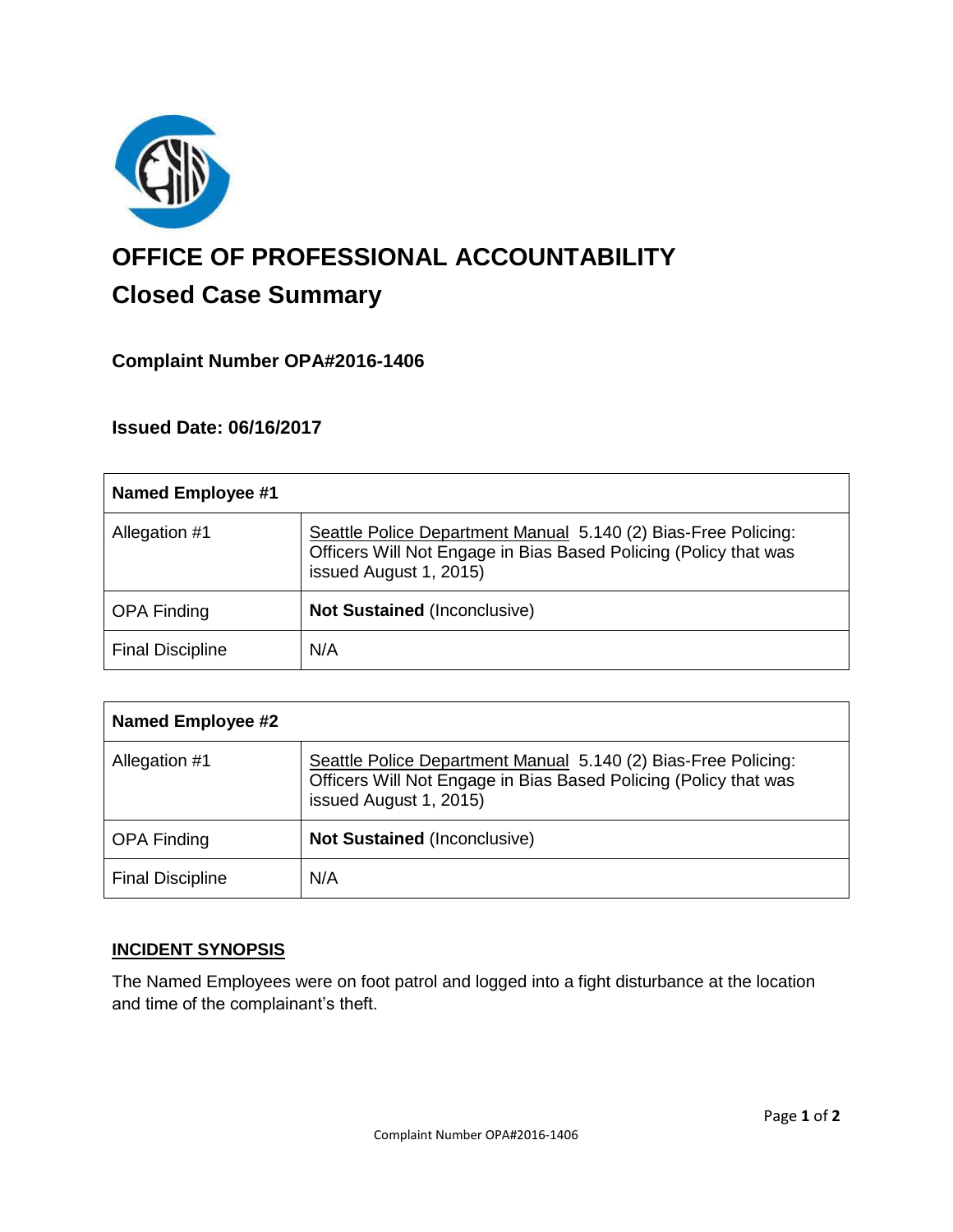# OFFICE OF PROFESSIONAL ACCOUNTABILITY

## Closed Case Summary

### Complaint Number OPA#2016-1406

### Issued Date: 06/16/2017

| Named Employee #1 | |
|---|---|
| Allegation #1 | Seattle Police Department Manual 5.140 (2) Bias-Free Policing: Officers Will Not Engage in Bias Based Policing (Policy that was issued August 1, 2015) |
| OPA Finding | **Not Sustained** (Inconclusive) |
| Final Discipline | N/A |

| Named Employee #2 | |
|---|---|
| Allegation #1 | Seattle Police Department Manual 5.140 (2) Bias-Free Policing: Officers Will Not Engage in Bias Based Policing (Policy that was issued August 1, 2015) |
| OPA Finding | **Not Sustained** (Inconclusive) |
| Final Discipline | N/A |

**INCIDENT SYNOPSIS**

The Named Employees were on foot patrol and logged into a fight disturbance at the location and time of the complainant's theft.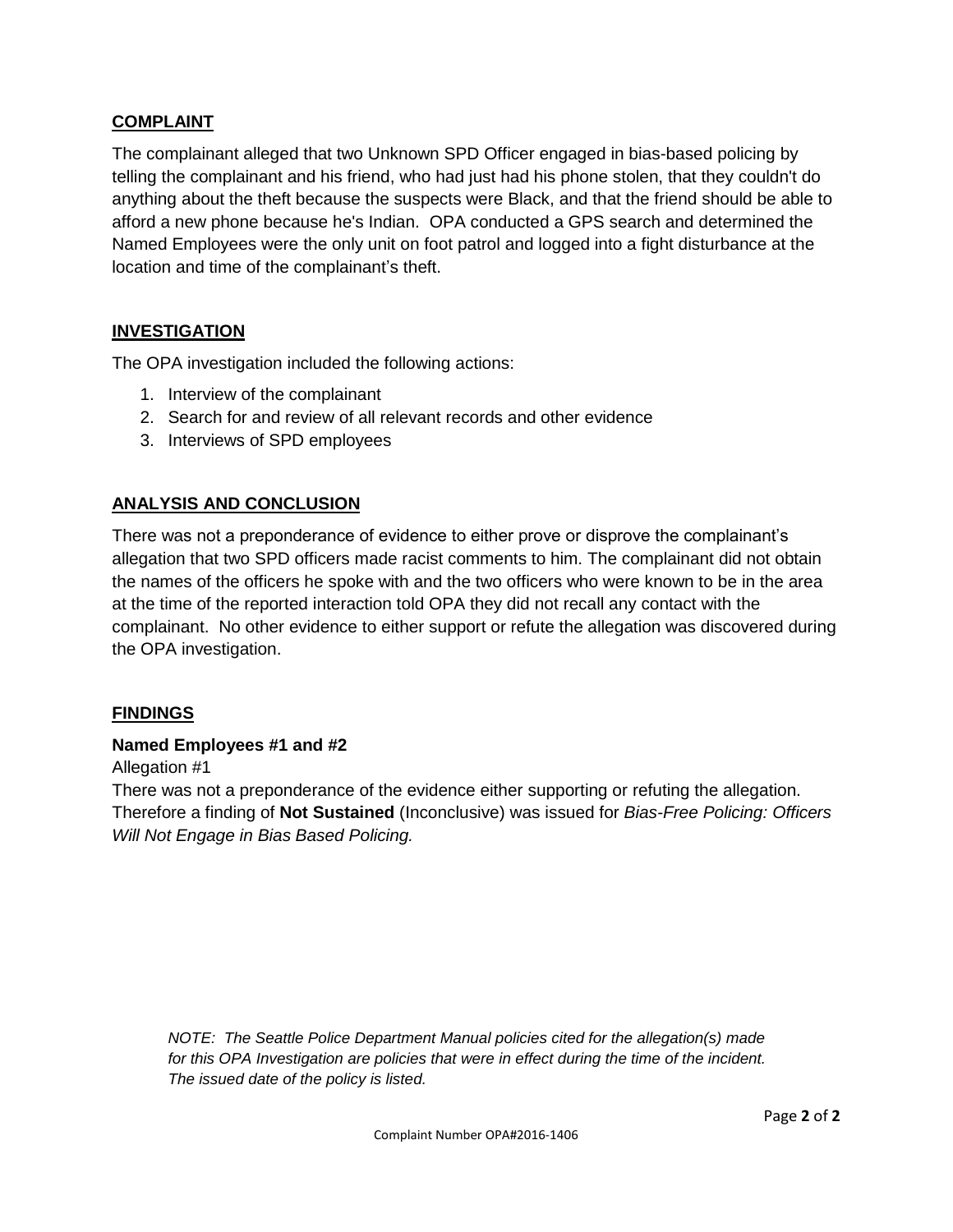## COMPLAINT

The complainant alleged that two Unknown SPD Officer engaged in bias-based policing by telling the complainant and his friend, who had just had his phone stolen, that they couldn't do anything about the theft because the suspects were Black, and that the friend should be able to afford a new phone because he's Indian. OPA conducted a GPS search and determined the Named Employees were the only unit on foot patrol and logged into a fight disturbance at the location and time of the complainant's theft.

## INVESTIGATION

The OPA investigation included the following actions:

1. Interview of the complainant
2. Search for and review of all relevant records and other evidence
3. Interviews of SPD employees

## ANALYSIS AND CONCLUSION

There was not a preponderance of evidence to either prove or disprove the complainant's allegation that two SPD officers made racist comments to him. The complainant did not obtain the names of the officers he spoke with and the two officers who were known to be in the area at the time of the reported interaction told OPA they did not recall any contact with the complainant. No other evidence to either support or refute the allegation was discovered during the OPA investigation.

## FINDINGS

**Named Employees #1 and #2**

Allegation #1

There was not a preponderance of the evidence either supporting or refuting the allegation. Therefore a finding of **Not Sustained** (Inconclusive) was issued for *Bias-Free Policing: Officers Will Not Engage in Bias Based Policing.*

*NOTE: The Seattle Police Department Manual policies cited for the allegation(s) made for this OPA Investigation are policies that were in effect during the time of the incident. The issued date of the policy is listed.*

Complaint Number OPA#2016-1406